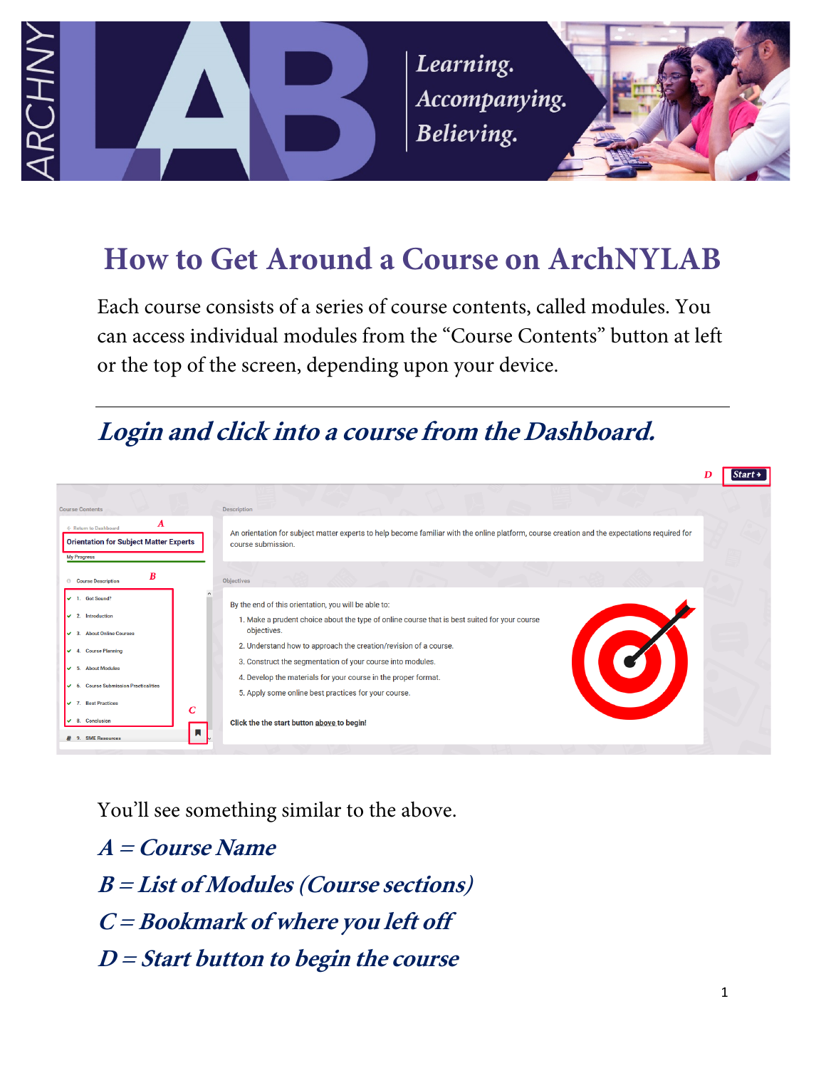# How to Get Around a Course on ArchNYLAB

Each course consists of a series of course contents, called modules. You can access individual modules from the "Course Contents" button at left or the top of the screen, depending upon your device.

## *Login and click into a course from the Dashboard.*

You'll see something similar to the above.

*A = Course Name*

*B = List of Modules (Course sections)*

*C = Bookmark of where you left off*

*D = Start button to begin the course*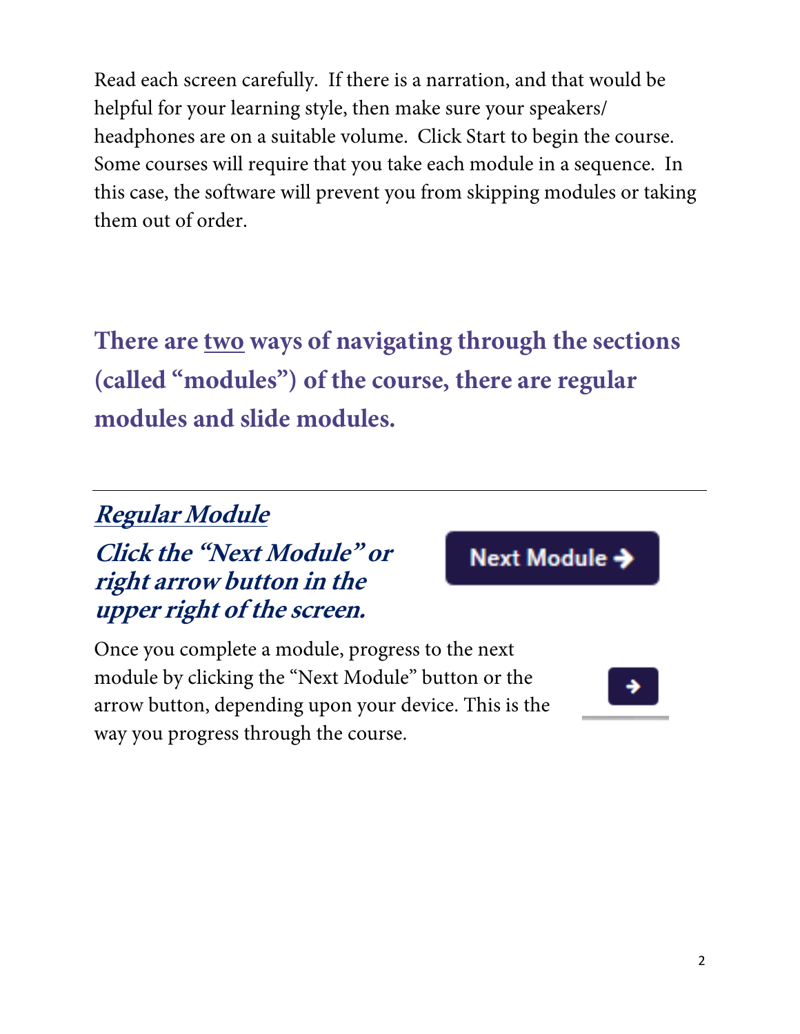Read each screen carefully. If there is a narration, and that would be helpful for your learning style, then make sure your speakers/ headphones are on a suitable volume. Click Start to begin the course. Some courses will require that you take each module in a sequence. In this case, the software will prevent you from skipping modules or taking them out of order.

## There are <u>two</u> ways of navigating through the sections (called "modules") of the course, there are regular modules and slide modules.

---

### ***<u>Regular Module</u>***

### ***Click the "Next Module" or right arrow button in the upper right of the screen.***

Once you complete a module, progress to the next module by clicking the "Next Module" button or the arrow button, depending upon your device. This is the way you progress through the course.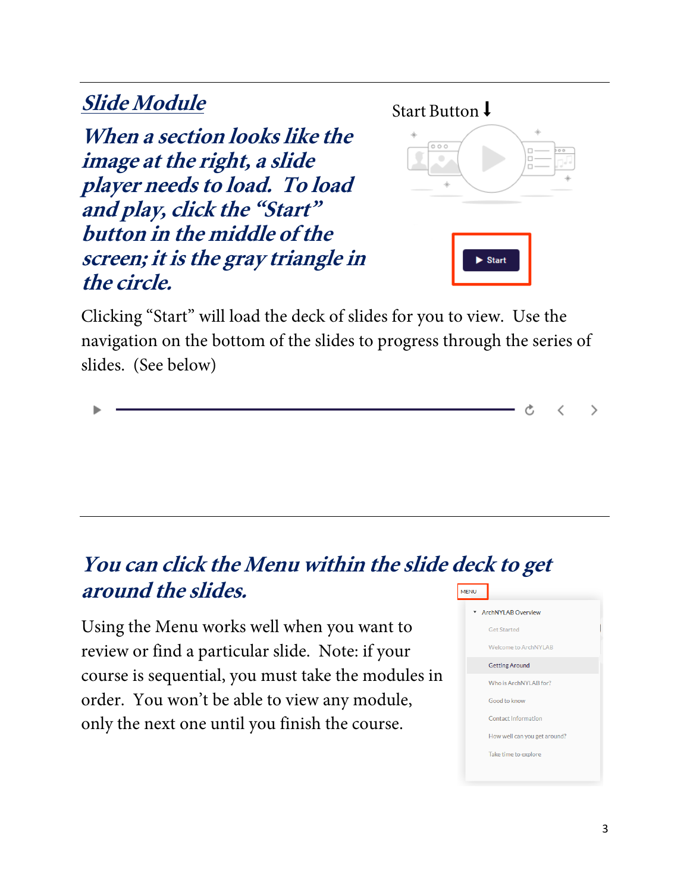## *Slide Module*

***When a section looks like the image at the right, a slide player needs to load. To load and play, click the "Start" button in the middle of the screen; it is the gray triangle in the circle.***

Start Button ⬇

Clicking "Start" will load the deck of slides for you to view. Use the navigation on the bottom of the slides to progress through the series of slides. (See below)

---

## ***You can click the Menu within the slide deck to get around the slides.***

Using the Menu works well when you want to review or find a particular slide. Note: if your course is sequential, you must take the modules in order. You won't be able to view any module, only the next one until you finish the course.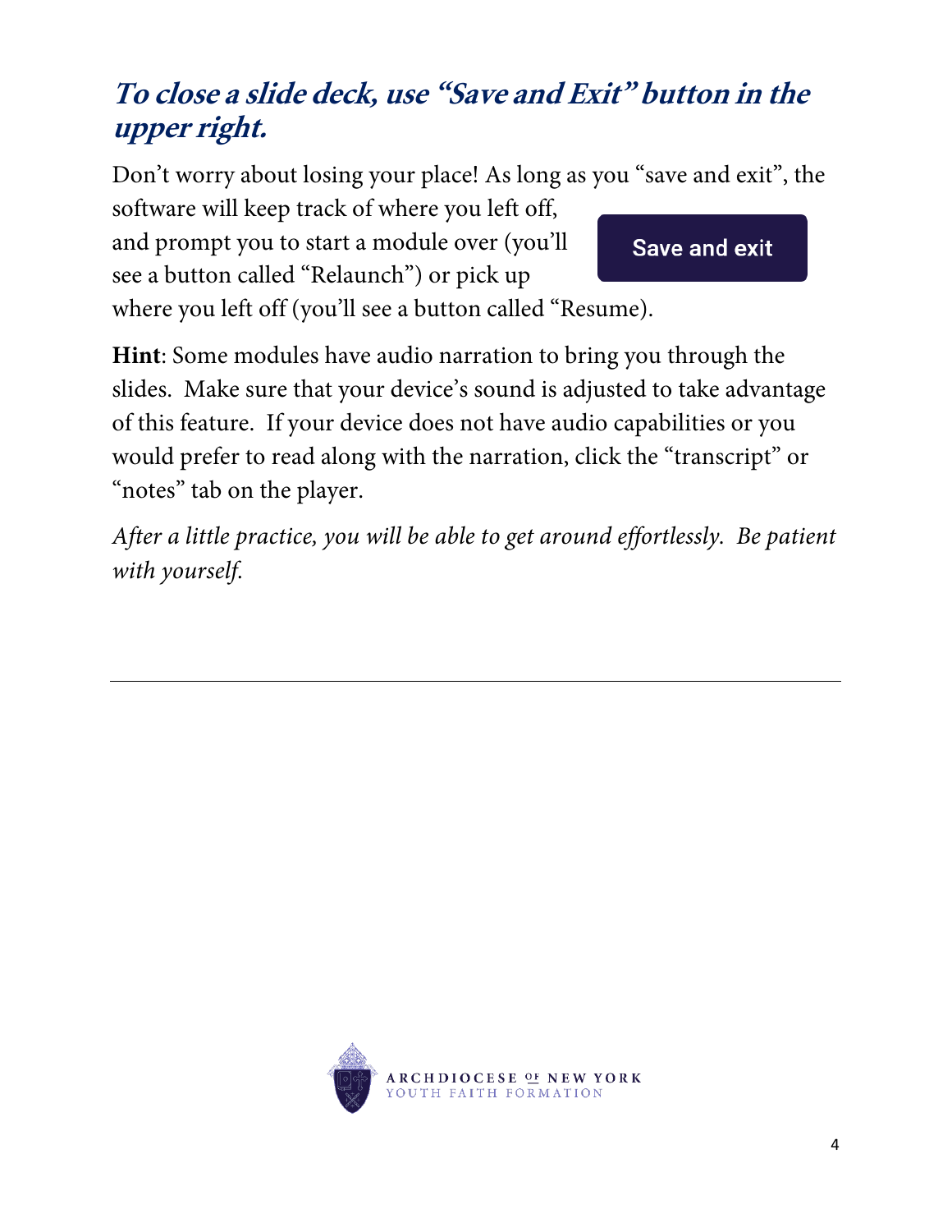## *To close a slide deck, use "Save and Exit" button in the upper right.*

Don't worry about losing your place! As long as you "save and exit", the software will keep track of where you left off, and prompt you to start a module over (you'll see a button called "Relaunch") or pick up where you left off (you'll see a button called "Resume).

Save and exit

**Hint**: Some modules have audio narration to bring you through the slides. Make sure that your device's sound is adjusted to take advantage of this feature. If your device does not have audio capabilities or you would prefer to read along with the narration, click the "transcript" or "notes" tab on the player.

*After a little practice, you will be able to get around effortlessly. Be patient with yourself.*

---

ARCHDIOCESE OF NEW YORK
YOUTH FAITH FORMATION